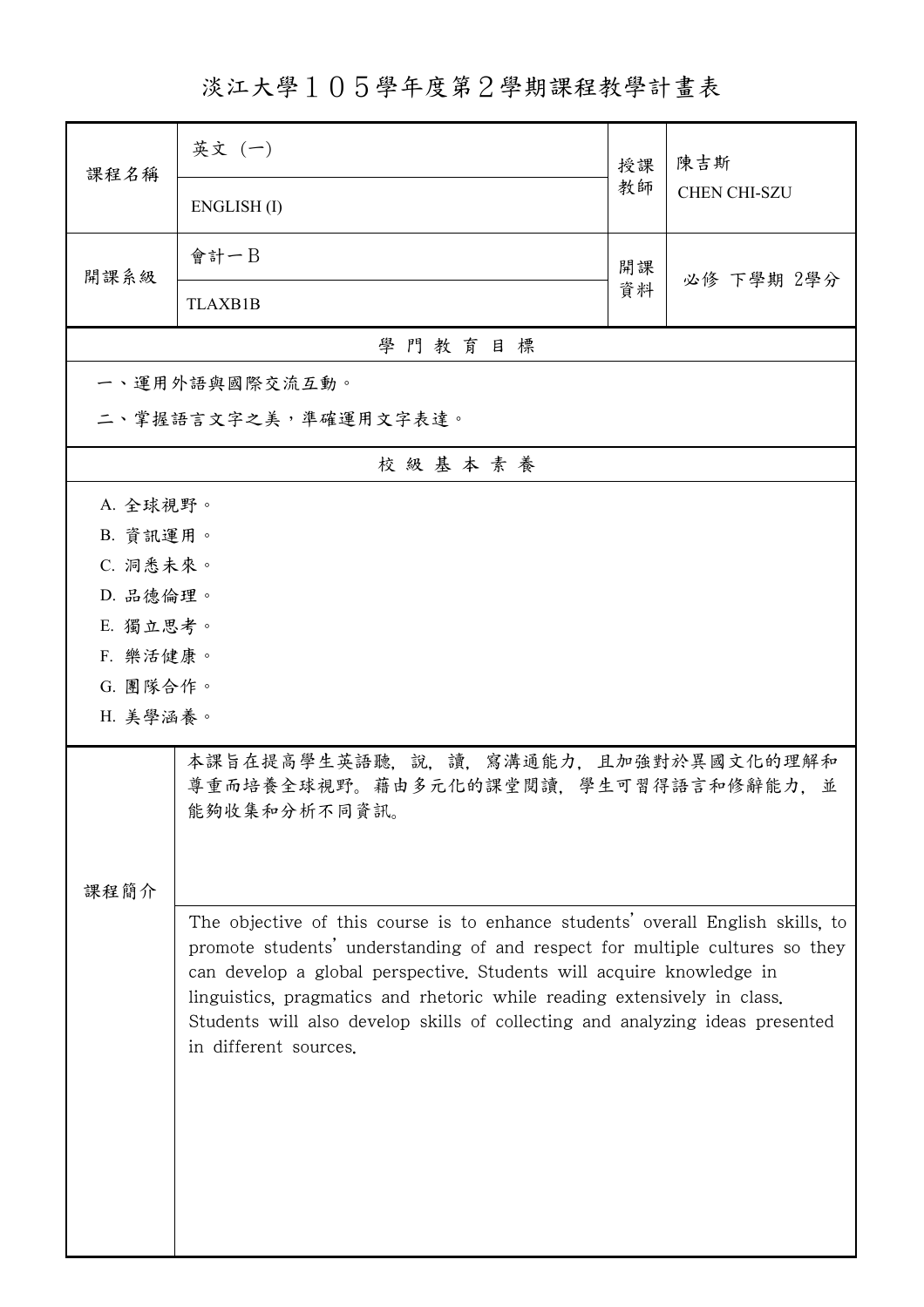# 淡江大學１０５學年度第２學期課程教學計畫表

| 課程名稱 | 英文（一） | 授課教師 | 陳吉斯 |
|---|---|---|---|
| | ENGLISH (I) | | CHEN CHI-SZU |
| 開課系級 | 會計一B | 開課資料 | 必修 下學期 2學分 |
| | TLAXB1B | | |

## 學 門 教 育 目 標

一、運用外語與國際交流互動。

二、掌握語言文字之美，準確運用文字表達。

## 校 級 基 本 素 養

A. 全球視野。

B. 資訊運用。

C. 洞悉未來。

D. 品德倫理。

E. 獨立思考。

F. 樂活健康。

G. 團隊合作。

H. 美學涵養。

## 課程簡介

本課旨在提高學生英語聽，說，讀，寫溝通能力，且加強對於異國文化的理解和尊重而培養全球視野。藉由多元化的課堂閱讀，學生可習得語言和修辭能力，並能夠收集和分析不同資訊。

The objective of this course is to enhance students' overall English skills, to promote students' understanding of and respect for multiple cultures so they can develop a global perspective. Students will acquire knowledge in linguistics, pragmatics and rhetoric while reading extensively in class. Students will also develop skills of collecting and analyzing ideas presented in different sources.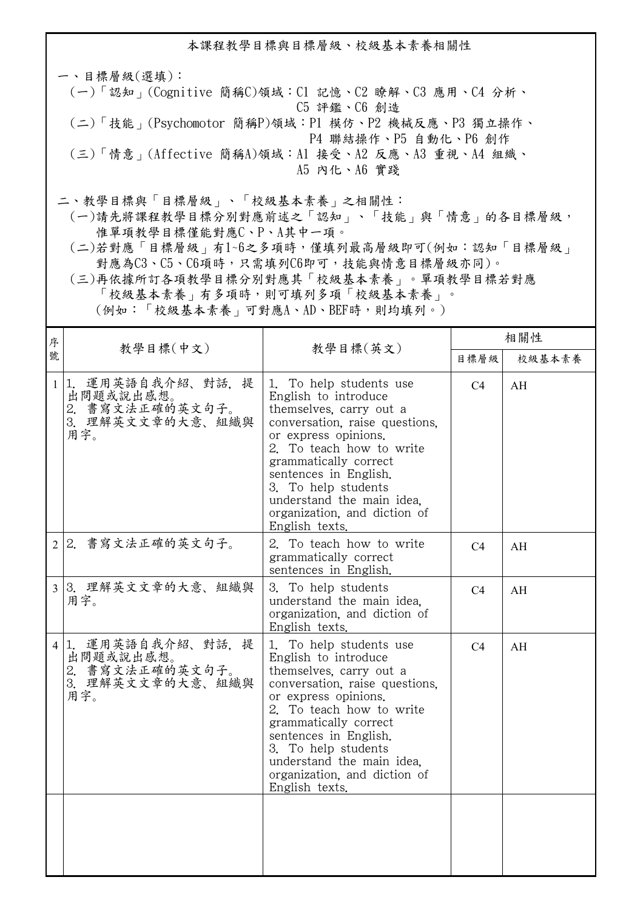## 本課程教學目標與目標層級、校級基本素養相關性

一、目標層級(選填)：

(一)「認知」(Cognitive 簡稱C)領域：C1 記憶、C2 瞭解、C3 應用、C4 分析、C5 評鑑、C6 創造

(二)「技能」(Psychomotor 簡稱P)領域：P1 模仿、P2 機械反應、P3 獨立操作、P4 聯結操作、P5 自動化、P6 創作

(三)「情意」(Affective 簡稱A)領域：A1 接受、A2 反應、A3 重視、A4 組織、A5 內化、A6 實踐

二、教學目標與「目標層級」、「校級基本素養」之相關性：

(一)請先將課程教學目標分別對應前述之「認知」、「技能」與「情意」的各目標層級，惟單項教學目標僅能對應C、P、A其中一項。

(二)若對應「目標層級」有1~6之多項時，僅填列最高層級即可(例如：認知「目標層級」對應為C3、C5、C6項時，只需填列C6即可，技能與情意目標層級亦同)。

(三)再依據所訂各項教學目標分別對應其「校級基本素養」。單項教學目標若對應「校級基本素養」有多項時，則可填列多項「校級基本素養」。(例如：「校級基本素養」可對應A、AD、BEF時，則均填列。)

| 序號 | 教學目標(中文) | 教學目標(英文) | 相關性 | |
|---|---|---|---|---|
| | | | 目標層級 | 校級基本素養 |
| 1 | 1. 運用英語自我介紹、對話，提出問題或說出感想。<br>2. 書寫文法正確的英文句子。<br>3. 理解英文文章的大意、組織與用字。 | 1. To help students use English to introduce themselves, carry out a conversation, raise questions, or express opinions.<br>2. To teach how to write grammatically correct sentences in English.<br>3. To help students understand the main idea, organization, and diction of English texts. | C4 | AH |
| 2 | 2. 書寫文法正確的英文句子。 | 2. To teach how to write grammatically correct sentences in English. | C4 | AH |
| 3 | 3. 理解英文文章的大意、組織與用字。 | 3. To help students understand the main idea, organization, and diction of English texts. | C4 | AH |
| 4 | 1. 運用英語自我介紹、對話，提出問題或說出感想。<br>2. 書寫文法正確的英文句子。<br>3. 理解英文文章的大意、組織與用字。 | 1. To help students use English to introduce themselves, carry out a conversation, raise questions, or express opinions.<br>2. To teach how to write grammatically correct sentences in English.<br>3. To help students understand the main idea, organization, and diction of English texts. | C4 | AH |
| | | | | |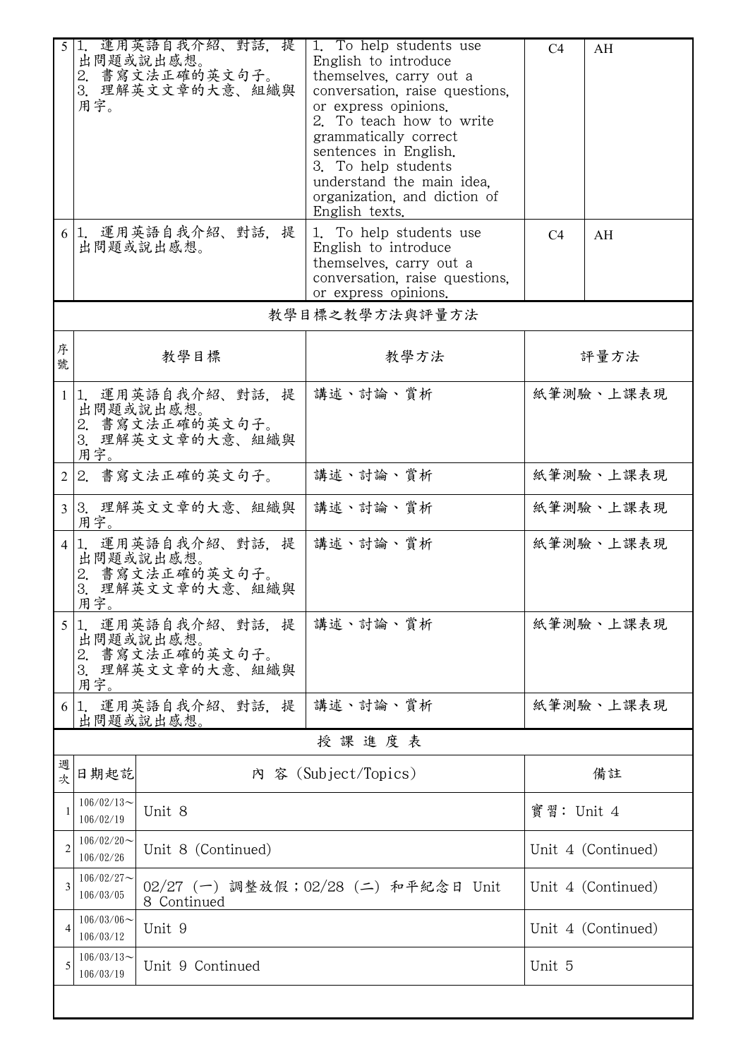| | | | | |
|---|---|---|---|---|
| 5 | 1. 運用英語自我介紹、對話, 提出問題或說出感想。<br>2. 書寫文法正確的英文句子。<br>3. 理解英文文章的大意、組織與用字。 | 1. To help students use English to introduce themselves, carry out a conversation, raise questions, or express opinions.<br>2. To teach how to write grammatically correct sentences in English.<br>3. To help students understand the main idea, organization, and diction of English texts. | C4 | AH |
| 6 | 1. 運用英語自我介紹、對話, 提出問題或說出感想。 | 1. To help students use English to introduce themselves, carry out a conversation, raise questions, or express opinions. | C4 | AH |

## 教學目標之教學方法與評量方法

| 序號 | 教學目標 | 教學方法 | 評量方法 |
|---|---|---|---|
| 1 | 1. 運用英語自我介紹、對話, 提出問題或說出感想。<br>2. 書寫文法正確的英文句子。<br>3. 理解英文文章的大意、組織與用字。 | 講述、討論、賞析 | 紙筆測驗、上課表現 |
| 2 | 2. 書寫文法正確的英文句子。 | 講述、討論、賞析 | 紙筆測驗、上課表現 |
| 3 | 3. 理解英文文章的大意、組織與用字。 | 講述、討論、賞析 | 紙筆測驗、上課表現 |
| 4 | 1. 運用英語自我介紹、對話, 提出問題或說出感想。<br>2. 書寫文法正確的英文句子。<br>3. 理解英文文章的大意、組織與用字。 | 講述、討論、賞析 | 紙筆測驗、上課表現 |
| 5 | 1. 運用英語自我介紹、對話, 提出問題或說出感想。<br>2. 書寫文法正確的英文句子。<br>3. 理解英文文章的大意、組織與用字。 | 講述、討論、賞析 | 紙筆測驗、上課表現 |
| 6 | 1. 運用英語自我介紹、對話, 提出問題或說出感想。 | 講述、討論、賞析 | 紙筆測驗、上課表現 |

## 授課進度表

| 週次 | 日期起訖 | 內 容 (Subject/Topics) | 備註 |
|---|---|---|---|
| 1 | 106/02/13～106/02/19 | Unit 8 | 實習: Unit 4 |
| 2 | 106/02/20～106/02/26 | Unit 8 (Continued) | Unit 4 (Continued) |
| 3 | 106/02/27～106/03/05 | 02/27 (一) 調整放假；02/28 (二) 和平紀念日 Unit 8 Continued | Unit 4 (Continued) |
| 4 | 106/03/06～106/03/12 | Unit 9 | Unit 4 (Continued) |
| 5 | 106/03/13～106/03/19 | Unit 9 Continued | Unit 5 |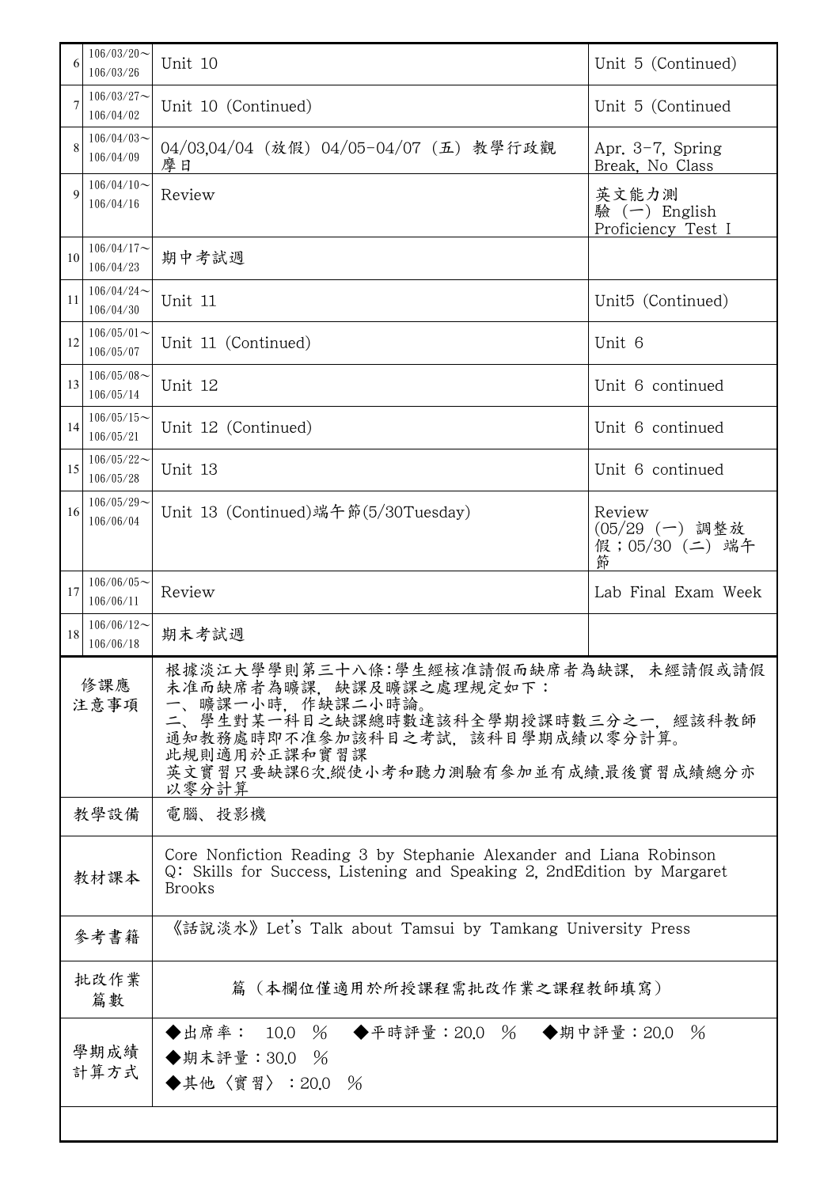| 6 | 106/03/20～106/03/26 | Unit 10 | Unit 5 (Continued) |
|---|---|---|---|
| 7 | 106/03/27～106/04/02 | Unit 10 (Continued) | Unit 5 (Continued |
| 8 | 106/04/03～106/04/09 | 04/03,04/04 (放假) 04/05-04/07 (五) 教學行政觀摩日 | Apr. 3-7, Spring Break, No Class |
| 9 | 106/04/10～106/04/16 | Review | 英文能力測驗 (一) English Proficiency Test I |
| 10 | 106/04/17～106/04/23 | 期中考試週 | |
| 11 | 106/04/24～106/04/30 | Unit 11 | Unit5 (Continued) |
| 12 | 106/05/01～106/05/07 | Unit 11 (Continued) | Unit 6 |
| 13 | 106/05/08～106/05/14 | Unit 12 | Unit 6 continued |
| 14 | 106/05/15～106/05/21 | Unit 12 (Continued) | Unit 6 continued |
| 15 | 106/05/22～106/05/28 | Unit 13 | Unit 6 continued |
| 16 | 106/05/29～106/06/04 | Unit 13 (Continued)端午節(5/30Tuesday) | Review (05/29 (一) 調整放假；05/30 (二) 端午節 |
| 17 | 106/06/05～106/06/11 | Review | Lab Final Exam Week |
| 18 | 106/06/12～106/06/18 | 期末考試週 | |

| 修課應注意事項 | 根據淡江大學學則第三十八條:學生經核准請假而缺席者為缺課，未經請假或請假未准而缺席者為曠課，缺課及曠課之處理規定如下：<br>一、曠課一小時，作缺課二小時論。<br>二、學生對某一科目之缺課總時數達該科全學期授課時數三分之一，經該科教師通知教務處時即不准參加該科目之考試，該科目學期成績以零分計算。<br>此規則適用於正課和實習課<br>英文實習只要缺課6次.縱使小考和聽力測驗有參加並有成績.最後實習成績總分亦以零分計算 |
|---|---|
| 教學設備 | 電腦、投影機 |
| 教材課本 | Core Nonfiction Reading 3 by Stephanie Alexander and Liana Robinson<br>Q: Skills for Success, Listening and Speaking 2, 2ndEdition by Margaret Brooks |
| 參考書籍 | 《話說淡水》Let's Talk about Tamsui by Tamkang University Press |
| 批改作業篇數 | 篇（本欄位僅適用於所授課程需批改作業之課程教師填寫） |
| 學期成績計算方式 | ◆出席率： 10.0 ％ ◆平時評量：20.0 ％ ◆期中評量：20.0 ％<br>◆期末評量：30.0 ％<br>◆其他〈實習〉：20.0 ％ |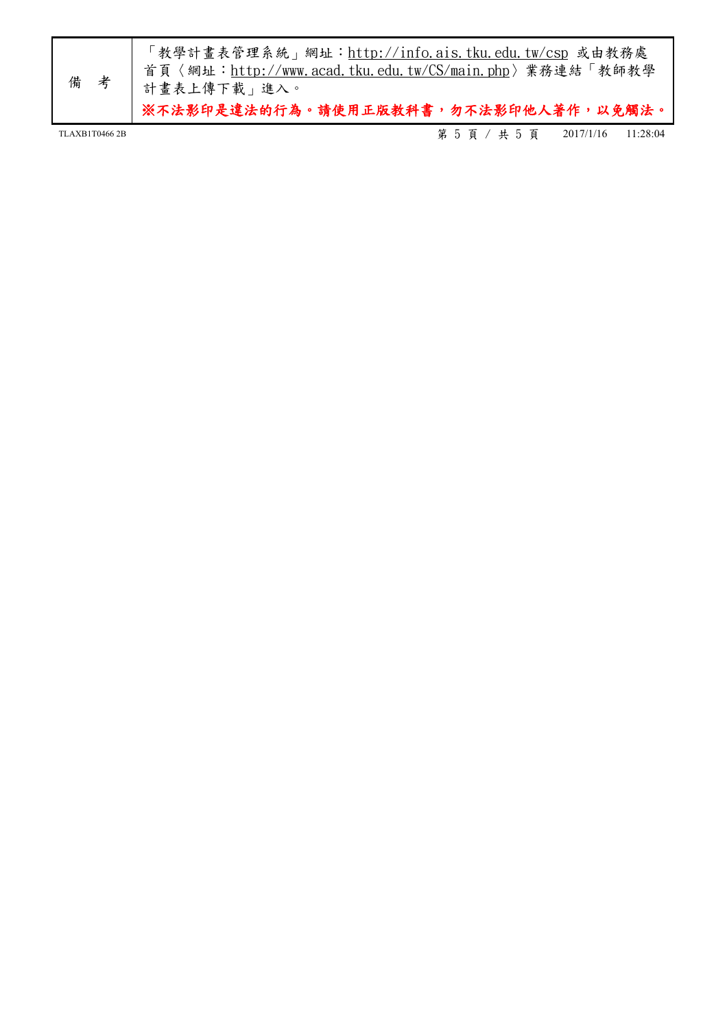| | |
|---|---|
| 備　考 | 「教學計畫表管理系統」網址：http://info.ais.tku.edu.tw/csp 或由教務處首頁〈網址：http://www.acad.tku.edu.tw/CS/main.php〉業務連結「教師教學計畫表上傳下載」進入。<br>**※不法影印是違法的行為。請使用正版教科書，勿不法影印他人著作，以免觸法。** |

TLAXB1T0466 2B　　2017/1/16　11:28:04